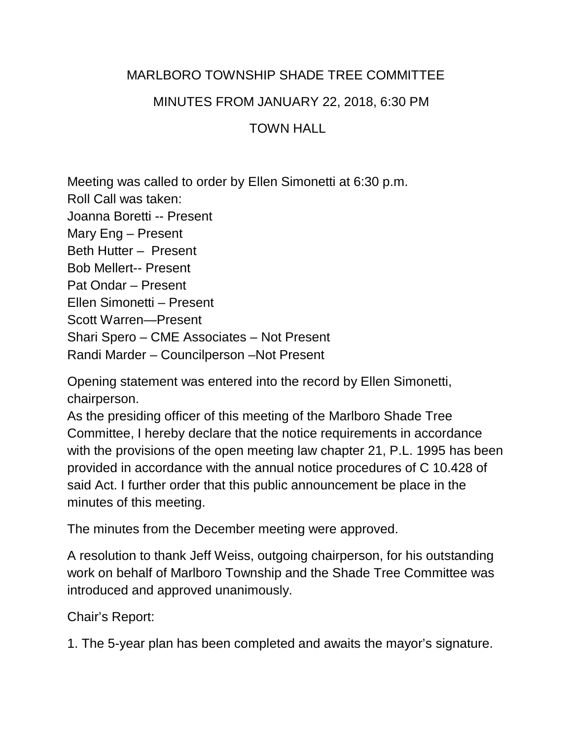# MARLBORO TOWNSHIP SHADE TREE COMMITTEE

## MINUTES FROM JANUARY 22, 2018, 6:30 PM

## TOWN HALL

Meeting was called to order by Ellen Simonetti at 6:30 p.m.
Roll Call was taken:
Joanna Boretti -- Present
Mary Eng – Present
Beth Hutter – Present
Bob Mellert-- Present
Pat Ondar – Present
Ellen Simonetti – Present
Scott Warren—Present
Shari Spero – CME Associates – Not Present
Randi Marder – Councilperson –Not Present

Opening statement was entered into the record by Ellen Simonetti, chairperson.
As the presiding officer of this meeting of the Marlboro Shade Tree Committee, I hereby declare that the notice requirements in accordance with the provisions of the open meeting law chapter 21, P.L. 1995 has been provided in accordance with the annual notice procedures of C 10.428 of said Act. I further order that this public announcement be place in the minutes of this meeting.

The minutes from the December meeting were approved.

A resolution to thank Jeff Weiss, outgoing chairperson, for his outstanding work on behalf of Marlboro Township and the Shade Tree Committee was introduced and approved unanimously.

Chair's Report:

1. The 5-year plan has been completed and awaits the mayor's signature.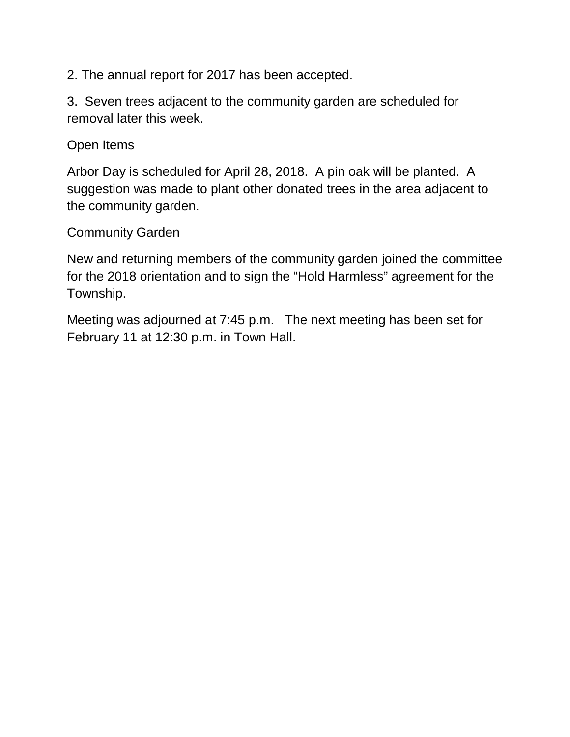2. The annual report for 2017 has been accepted.

3. Seven trees adjacent to the community garden are scheduled for removal later this week.

Open Items

Arbor Day is scheduled for April 28, 2018. A pin oak will be planted. A suggestion was made to plant other donated trees in the area adjacent to the community garden.

Community Garden

New and returning members of the community garden joined the committee for the 2018 orientation and to sign the “Hold Harmless” agreement for the Township.

Meeting was adjourned at 7:45 p.m. The next meeting has been set for February 11 at 12:30 p.m. in Town Hall.